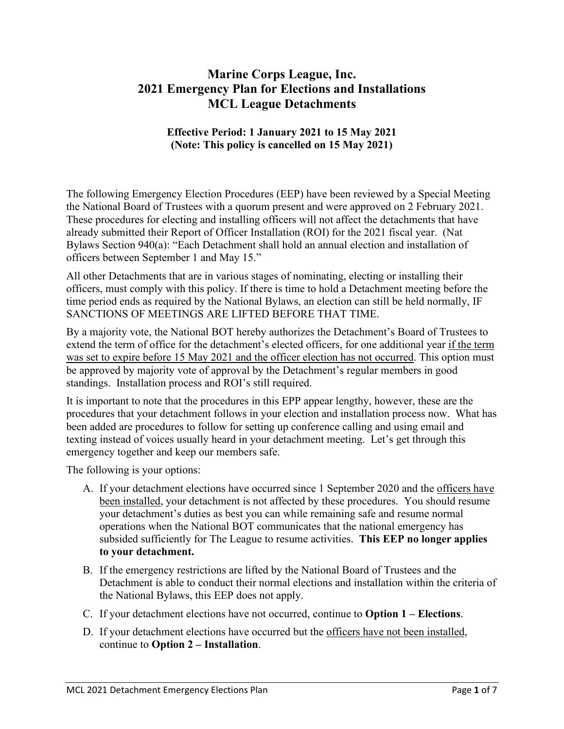# Marine Corps League, Inc.
# 2021 Emergency Plan for Elections and Installations
# MCL League Detachments

**Effective Period: 1 January 2021 to 15 May 2021**
**(Note: This policy is cancelled on 15 May 2021)**

The following Emergency Election Procedures (EEP) have been reviewed by a Special Meeting the National Board of Trustees with a quorum present and were approved on 2 February 2021. These procedures for electing and installing officers will not affect the detachments that have already submitted their Report of Officer Installation (ROI) for the 2021 fiscal year. (Nat Bylaws Section 940(a): "Each Detachment shall hold an annual election and installation of officers between September 1 and May 15."

All other Detachments that are in various stages of nominating, electing or installing their officers, must comply with this policy. If there is time to hold a Detachment meeting before the time period ends as required by the National Bylaws, an election can still be held normally, IF SANCTIONS OF MEETINGS ARE LIFTED BEFORE THAT TIME.

By a majority vote, the National BOT hereby authorizes the Detachment's Board of Trustees to extend the term of office for the detachment's elected officers, for one additional year <u>if the term was set to expire before 15 May 2021 and the officer election has not occurred</u>. This option must be approved by majority vote of approval by the Detachment's regular members in good standings. Installation process and ROI's still required.

It is important to note that the procedures in this EPP appear lengthy, however, these are the procedures that your detachment follows in your election and installation process now. What has been added are procedures to follow for setting up conference calling and using email and texting instead of voices usually heard in your detachment meeting. Let's get through this emergency together and keep our members safe.

The following is your options:

A. If your detachment elections have occurred since 1 September 2020 and the <u>officers have been installed</u>, your detachment is not affected by these procedures. You should resume your detachment's duties as best you can while remaining safe and resume normal operations when the National BOT communicates that the national emergency has subsided sufficiently for The League to resume activities. **This EEP no longer applies to your detachment.**

B. If the emergency restrictions are lifted by the National Board of Trustees and the Detachment is able to conduct their normal elections and installation within the criteria of the National Bylaws, this EEP does not apply.

C. If your detachment elections have not occurred, continue to **Option 1 – Elections**.

D. If your detachment elections have occurred but the <u>officers have not been installed</u>, continue to **Option 2 – Installation**.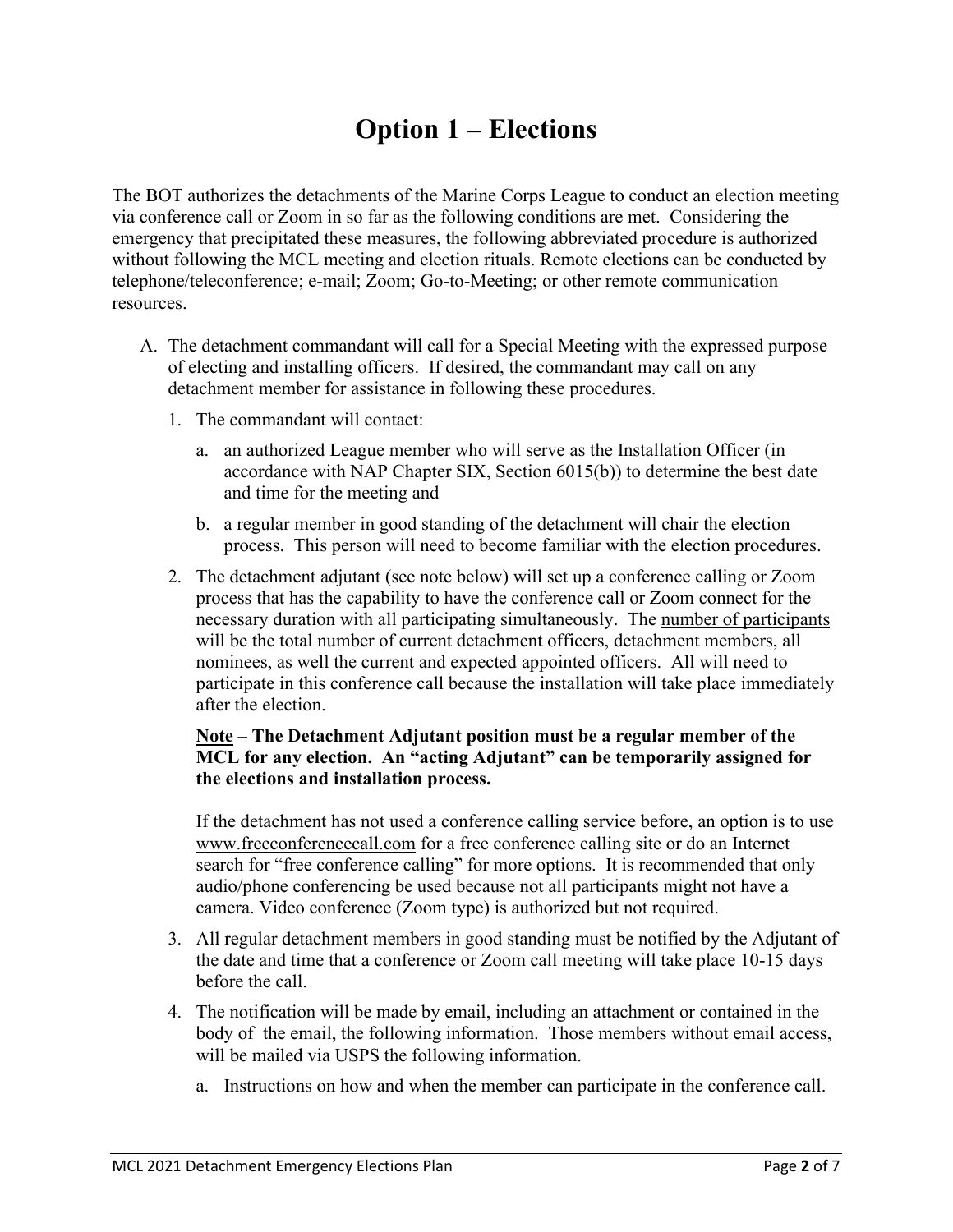# Option 1 – Elections

The BOT authorizes the detachments of the Marine Corps League to conduct an election meeting via conference call or Zoom in so far as the following conditions are met. Considering the emergency that precipitated these measures, the following abbreviated procedure is authorized without following the MCL meeting and election rituals. Remote elections can be conducted by telephone/teleconference; e-mail; Zoom; Go-to-Meeting; or other remote communication resources.

A. The detachment commandant will call for a Special Meeting with the expressed purpose of electing and installing officers. If desired, the commandant may call on any detachment member for assistance in following these procedures.

   1. The commandant will contact:

      a. an authorized League member who will serve as the Installation Officer (in accordance with NAP Chapter SIX, Section 6015(b)) to determine the best date and time for the meeting and

      b. a regular member in good standing of the detachment will chair the election process. This person will need to become familiar with the election procedures.

   2. The detachment adjutant (see note below) will set up a conference calling or Zoom process that has the capability to have the conference call or Zoom connect for the necessary duration with all participating simultaneously. The <u>number of participants</u> will be the total number of current detachment officers, detachment members, all nominees, as well the current and expected appointed officers. All will need to participate in this conference call because the installation will take place immediately after the election.

      **<u>Note</u> – The Detachment Adjutant position must be a regular member of the MCL for any election. An "acting Adjutant" can be temporarily assigned for the elections and installation process.**

      If the detachment has not used a conference calling service before, an option is to use www.freeconferencecall.com for a free conference calling site or do an Internet search for "free conference calling" for more options. It is recommended that only audio/phone conferencing be used because not all participants might not have a camera. Video conference (Zoom type) is authorized but not required.

   3. All regular detachment members in good standing must be notified by the Adjutant of the date and time that a conference or Zoom call meeting will take place 10-15 days before the call.

   4. The notification will be made by email, including an attachment or contained in the body of the email, the following information. Those members without email access, will be mailed via USPS the following information.

      a. Instructions on how and when the member can participate in the conference call.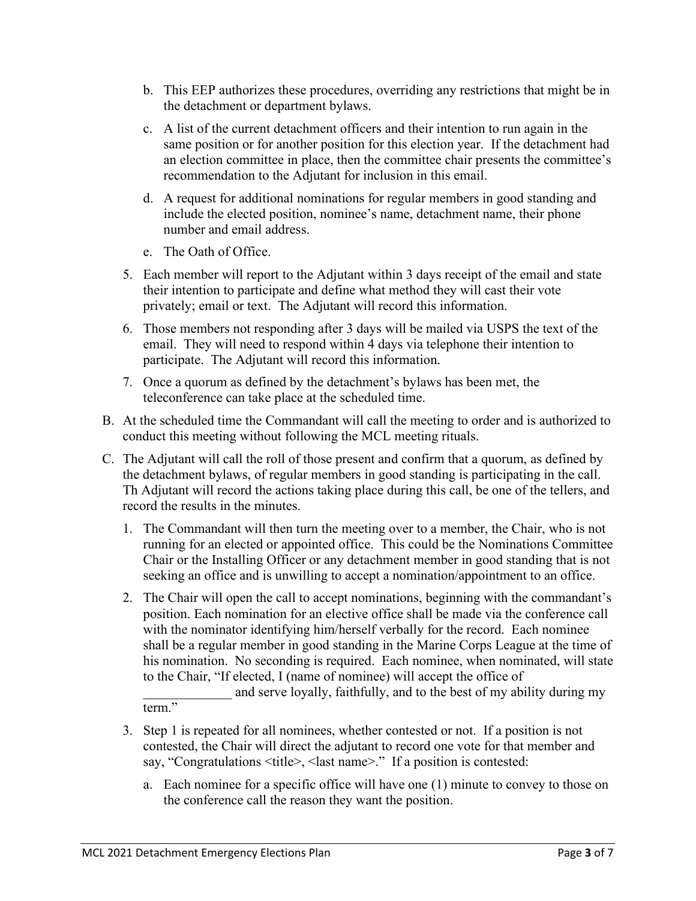b. This EEP authorizes these procedures, overriding any restrictions that might be in the detachment or department bylaws.

c. A list of the current detachment officers and their intention to run again in the same position or for another position for this election year. If the detachment had an election committee in place, then the committee chair presents the committee's recommendation to the Adjutant for inclusion in this email.

d. A request for additional nominations for regular members in good standing and include the elected position, nominee's name, detachment name, their phone number and email address.

e. The Oath of Office.

5. Each member will report to the Adjutant within 3 days receipt of the email and state their intention to participate and define what method they will cast their vote privately; email or text. The Adjutant will record this information.

6. Those members not responding after 3 days will be mailed via USPS the text of the email. They will need to respond within 4 days via telephone their intention to participate. The Adjutant will record this information.

7. Once a quorum as defined by the detachment's bylaws has been met, the teleconference can take place at the scheduled time.

B. At the scheduled time the Commandant will call the meeting to order and is authorized to conduct this meeting without following the MCL meeting rituals.

C. The Adjutant will call the roll of those present and confirm that a quorum, as defined by the detachment bylaws, of regular members in good standing is participating in the call. Th Adjutant will record the actions taking place during this call, be one of the tellers, and record the results in the minutes.

1. The Commandant will then turn the meeting over to a member, the Chair, who is not running for an elected or appointed office. This could be the Nominations Committee Chair or the Installing Officer or any detachment member in good standing that is not seeking an office and is unwilling to accept a nomination/appointment to an office.

2. The Chair will open the call to accept nominations, beginning with the commandant's position. Each nomination for an elective office shall be made via the conference call with the nominator identifying him/herself verbally for the record. Each nominee shall be a regular member in good standing in the Marine Corps League at the time of his nomination. No seconding is required. Each nominee, when nominated, will state to the Chair, "If elected, I (name of nominee) will accept the office of _____________ and serve loyally, faithfully, and to the best of my ability during my term."

3. Step 1 is repeated for all nominees, whether contested or not. If a position is not contested, the Chair will direct the adjutant to record one vote for that member and say, "Congratulations <title>, <last name>." If a position is contested:

a. Each nominee for a specific office will have one (1) minute to convey to those on the conference call the reason they want the position.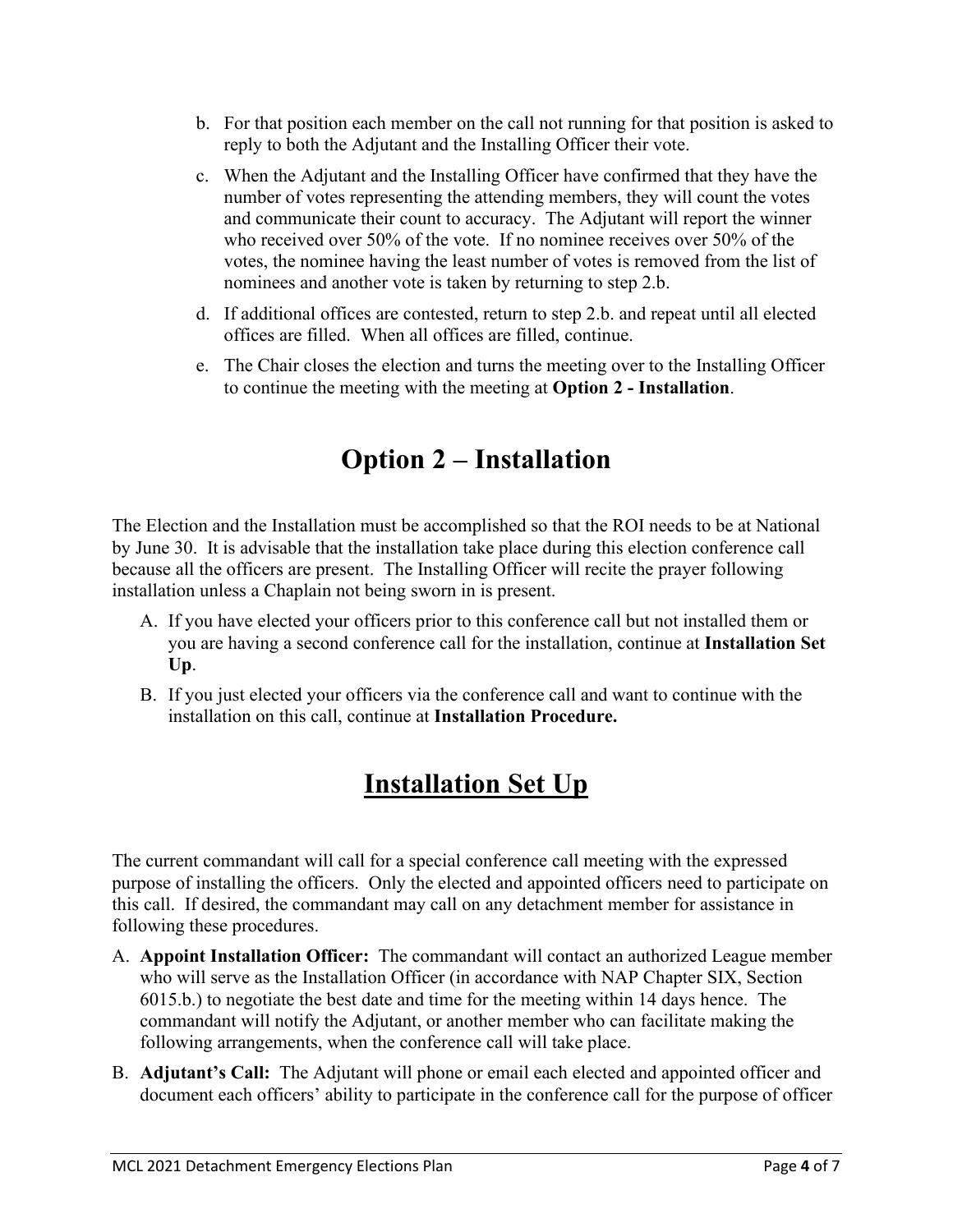b. For that position each member on the call not running for that position is asked to reply to both the Adjutant and the Installing Officer their vote.

c. When the Adjutant and the Installing Officer have confirmed that they have the number of votes representing the attending members, they will count the votes and communicate their count to accuracy. The Adjutant will report the winner who received over 50% of the vote. If no nominee receives over 50% of the votes, the nominee having the least number of votes is removed from the list of nominees and another vote is taken by returning to step 2.b.

d. If additional offices are contested, return to step 2.b. and repeat until all elected offices are filled. When all offices are filled, continue.

e. The Chair closes the election and turns the meeting over to the Installing Officer to continue the meeting with the meeting at **Option 2 - Installation**.

# Option 2 – Installation

The Election and the Installation must be accomplished so that the ROI needs to be at National by June 30. It is advisable that the installation take place during this election conference call because all the officers are present. The Installing Officer will recite the prayer following installation unless a Chaplain not being sworn in is present.

A. If you have elected your officers prior to this conference call but not installed them or you are having a second conference call for the installation, continue at **Installation Set Up**.

B. If you just elected your officers via the conference call and want to continue with the installation on this call, continue at **Installation Procedure.**

# Installation Set Up

The current commandant will call for a special conference call meeting with the expressed purpose of installing the officers. Only the elected and appointed officers need to participate on this call. If desired, the commandant may call on any detachment member for assistance in following these procedures.

A. **Appoint Installation Officer:** The commandant will contact an authorized League member who will serve as the Installation Officer (in accordance with NAP Chapter SIX, Section 6015.b.) to negotiate the best date and time for the meeting within 14 days hence. The commandant will notify the Adjutant, or another member who can facilitate making the following arrangements, when the conference call will take place.

B. **Adjutant's Call:** The Adjutant will phone or email each elected and appointed officer and document each officers' ability to participate in the conference call for the purpose of officer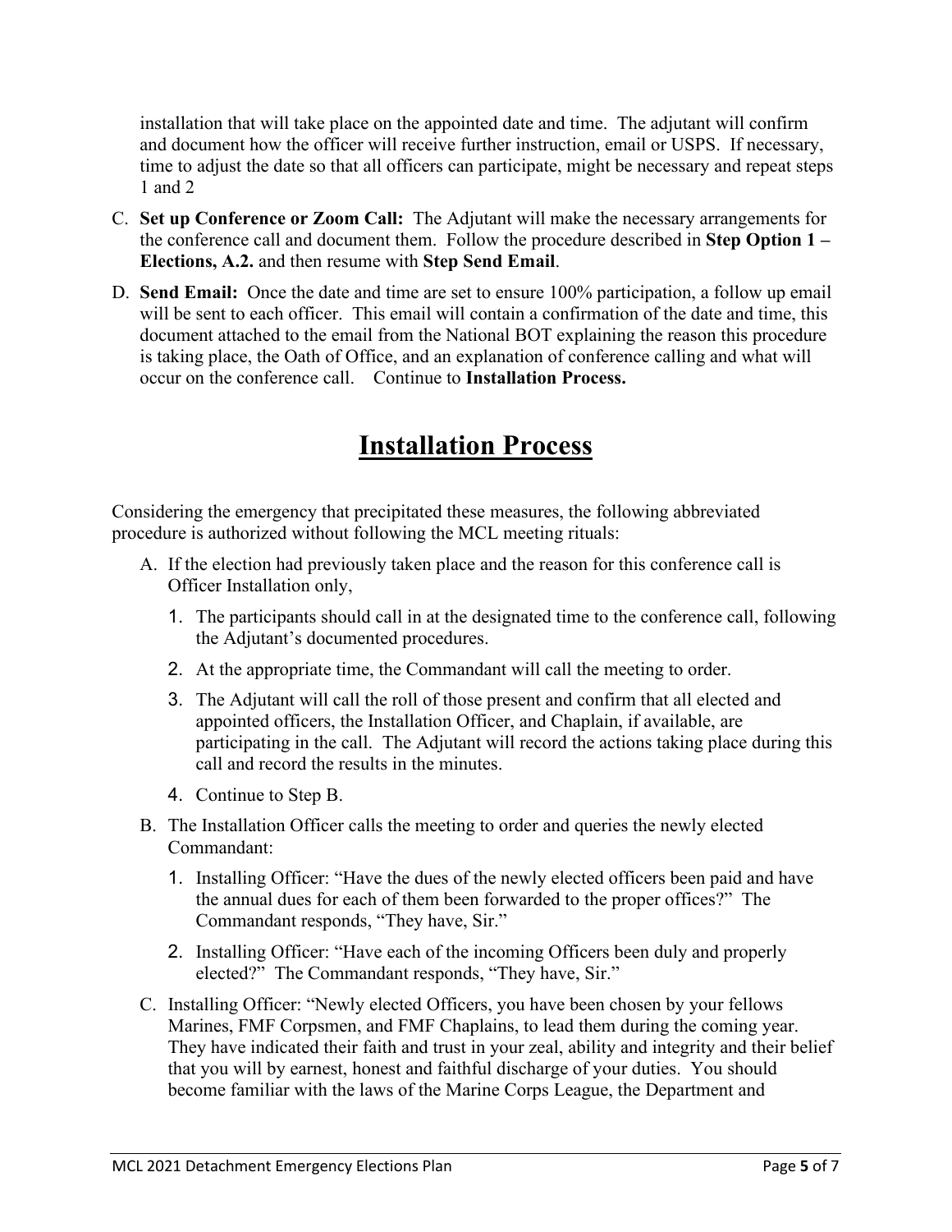installation that will take place on the appointed date and time. The adjutant will confirm and document how the officer will receive further instruction, email or USPS. If necessary, time to adjust the date so that all officers can participate, might be necessary and repeat steps 1 and 2

C. **Set up Conference or Zoom Call:** The Adjutant will make the necessary arrangements for the conference call and document them. Follow the procedure described in **Step Option 1 – Elections, A.2.** and then resume with **Step Send Email**.

D. **Send Email:** Once the date and time are set to ensure 100% participation, a follow up email will be sent to each officer. This email will contain a confirmation of the date and time, this document attached to the email from the National BOT explaining the reason this procedure is taking place, the Oath of Office, and an explanation of conference calling and what will occur on the conference call. Continue to **Installation Process.**

# Installation Process

Considering the emergency that precipitated these measures, the following abbreviated procedure is authorized without following the MCL meeting rituals:

A. If the election had previously taken place and the reason for this conference call is Officer Installation only,

   1. The participants should call in at the designated time to the conference call, following the Adjutant's documented procedures.
   2. At the appropriate time, the Commandant will call the meeting to order.
   3. The Adjutant will call the roll of those present and confirm that all elected and appointed officers, the Installation Officer, and Chaplain, if available, are participating in the call. The Adjutant will record the actions taking place during this call and record the results in the minutes.
   4. Continue to Step B.

B. The Installation Officer calls the meeting to order and queries the newly elected Commandant:

   1. Installing Officer: "Have the dues of the newly elected officers been paid and have the annual dues for each of them been forwarded to the proper offices?" The Commandant responds, "They have, Sir."
   2. Installing Officer: "Have each of the incoming Officers been duly and properly elected?" The Commandant responds, "They have, Sir."

C. Installing Officer: "Newly elected Officers, you have been chosen by your fellows Marines, FMF Corpsmen, and FMF Chaplains, to lead them during the coming year. They have indicated their faith and trust in your zeal, ability and integrity and their belief that you will by earnest, honest and faithful discharge of your duties. You should become familiar with the laws of the Marine Corps League, the Department and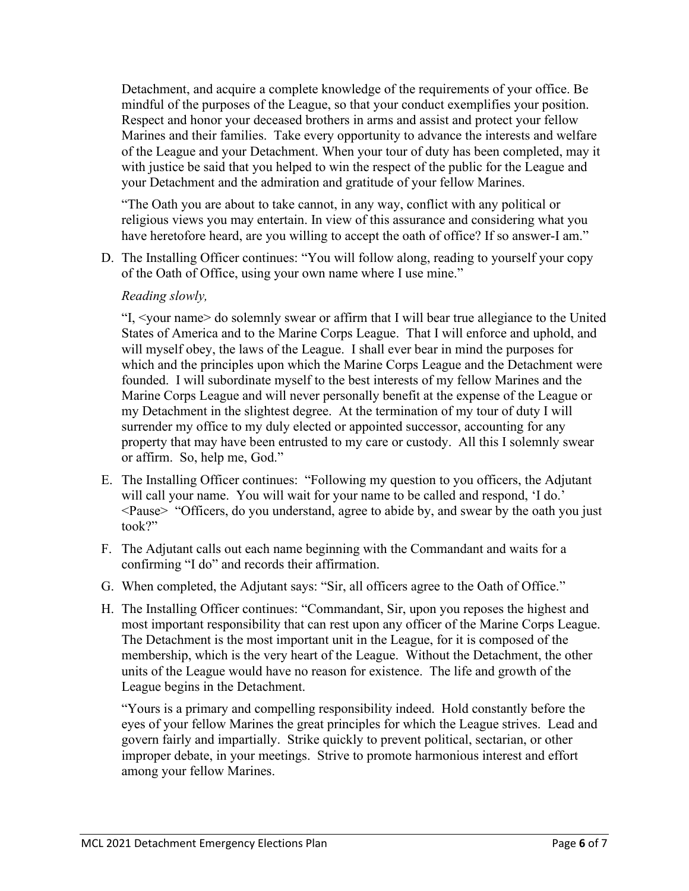Detachment, and acquire a complete knowledge of the requirements of your office. Be mindful of the purposes of the League, so that your conduct exemplifies your position. Respect and honor your deceased brothers in arms and assist and protect your fellow Marines and their families. Take every opportunity to advance the interests and welfare of the League and your Detachment. When your tour of duty has been completed, may it with justice be said that you helped to win the respect of the public for the League and your Detachment and the admiration and gratitude of your fellow Marines.

"The Oath you are about to take cannot, in any way, conflict with any political or religious views you may entertain. In view of this assurance and considering what you have heretofore heard, are you willing to accept the oath of office? If so answer-I am."

D. The Installing Officer continues: "You will follow along, reading to yourself your copy of the Oath of Office, using your own name where I use mine."

   *Reading slowly,*

   "I, <your name> do solemnly swear or affirm that I will bear true allegiance to the United States of America and to the Marine Corps League. That I will enforce and uphold, and will myself obey, the laws of the League. I shall ever bear in mind the purposes for which and the principles upon which the Marine Corps League and the Detachment were founded. I will subordinate myself to the best interests of my fellow Marines and the Marine Corps League and will never personally benefit at the expense of the League or my Detachment in the slightest degree. At the termination of my tour of duty I will surrender my office to my duly elected or appointed successor, accounting for any property that may have been entrusted to my care or custody. All this I solemnly swear or affirm. So, help me, God."

E. The Installing Officer continues: "Following my question to you officers, the Adjutant will call your name. You will wait for your name to be called and respond, 'I do.' <Pause> "Officers, do you understand, agree to abide by, and swear by the oath you just took?"

F. The Adjutant calls out each name beginning with the Commandant and waits for a confirming "I do" and records their affirmation.

G. When completed, the Adjutant says: "Sir, all officers agree to the Oath of Office."

H. The Installing Officer continues: "Commandant, Sir, upon you reposes the highest and most important responsibility that can rest upon any officer of the Marine Corps League. The Detachment is the most important unit in the League, for it is composed of the membership, which is the very heart of the League. Without the Detachment, the other units of the League would have no reason for existence. The life and growth of the League begins in the Detachment.

   "Yours is a primary and compelling responsibility indeed. Hold constantly before the eyes of your fellow Marines the great principles for which the League strives. Lead and govern fairly and impartially. Strike quickly to prevent political, sectarian, or other improper debate, in your meetings. Strive to promote harmonious interest and effort among your fellow Marines.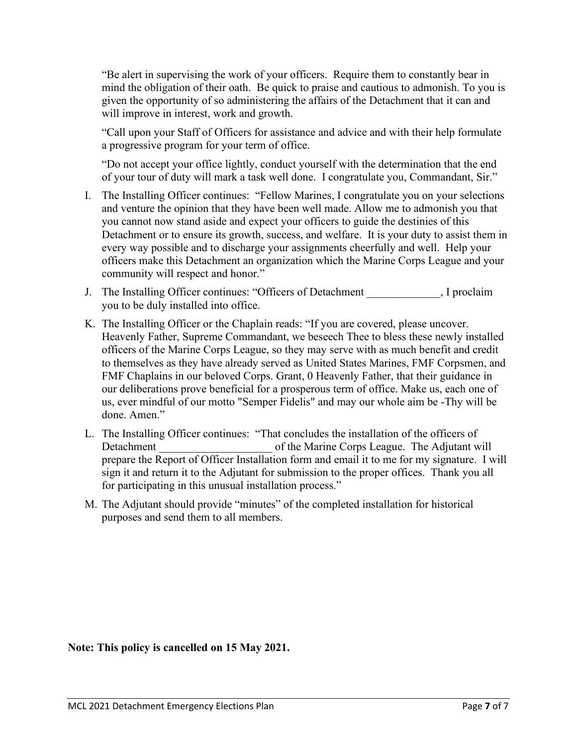"Be alert in supervising the work of your officers. Require them to constantly bear in mind the obligation of their oath. Be quick to praise and cautious to admonish. To you is given the opportunity of so administering the affairs of the Detachment that it can and will improve in interest, work and growth.

"Call upon your Staff of Officers for assistance and advice and with their help formulate a progressive program for your term of office.

"Do not accept your office lightly, conduct yourself with the determination that the end of your tour of duty will mark a task well done. I congratulate you, Commandant, Sir."

I. The Installing Officer continues: "Fellow Marines, I congratulate you on your selections and venture the opinion that they have been well made. Allow me to admonish you that you cannot now stand aside and expect your officers to guide the destinies of this Detachment or to ensure its growth, success, and welfare. It is your duty to assist them in every way possible and to discharge your assignments cheerfully and well. Help your officers make this Detachment an organization which the Marine Corps League and your community will respect and honor."

J. The Installing Officer continues: "Officers of Detachment _____________, I proclaim you to be duly installed into office.

K. The Installing Officer or the Chaplain reads: "If you are covered, please uncover. Heavenly Father, Supreme Commandant, we beseech Thee to bless these newly installed officers of the Marine Corps League, so they may serve with as much benefit and credit to themselves as they have already served as United States Marines, FMF Corpsmen, and FMF Chaplains in our beloved Corps. Grant, 0 Heavenly Father, that their guidance in our deliberations prove beneficial for a prosperous term of office. Make us, each one of us, ever mindful of our motto "Semper Fidelis" and may our whole aim be -Thy will be done. Amen."

L. The Installing Officer continues: "That concludes the installation of the officers of Detachment ____________________ of the Marine Corps League. The Adjutant will prepare the Report of Officer Installation form and email it to me for my signature. I will sign it and return it to the Adjutant for submission to the proper offices. Thank you all for participating in this unusual installation process."

M. The Adjutant should provide "minutes" of the completed installation for historical purposes and send them to all members.

**Note: This policy is cancelled on 15 May 2021.**